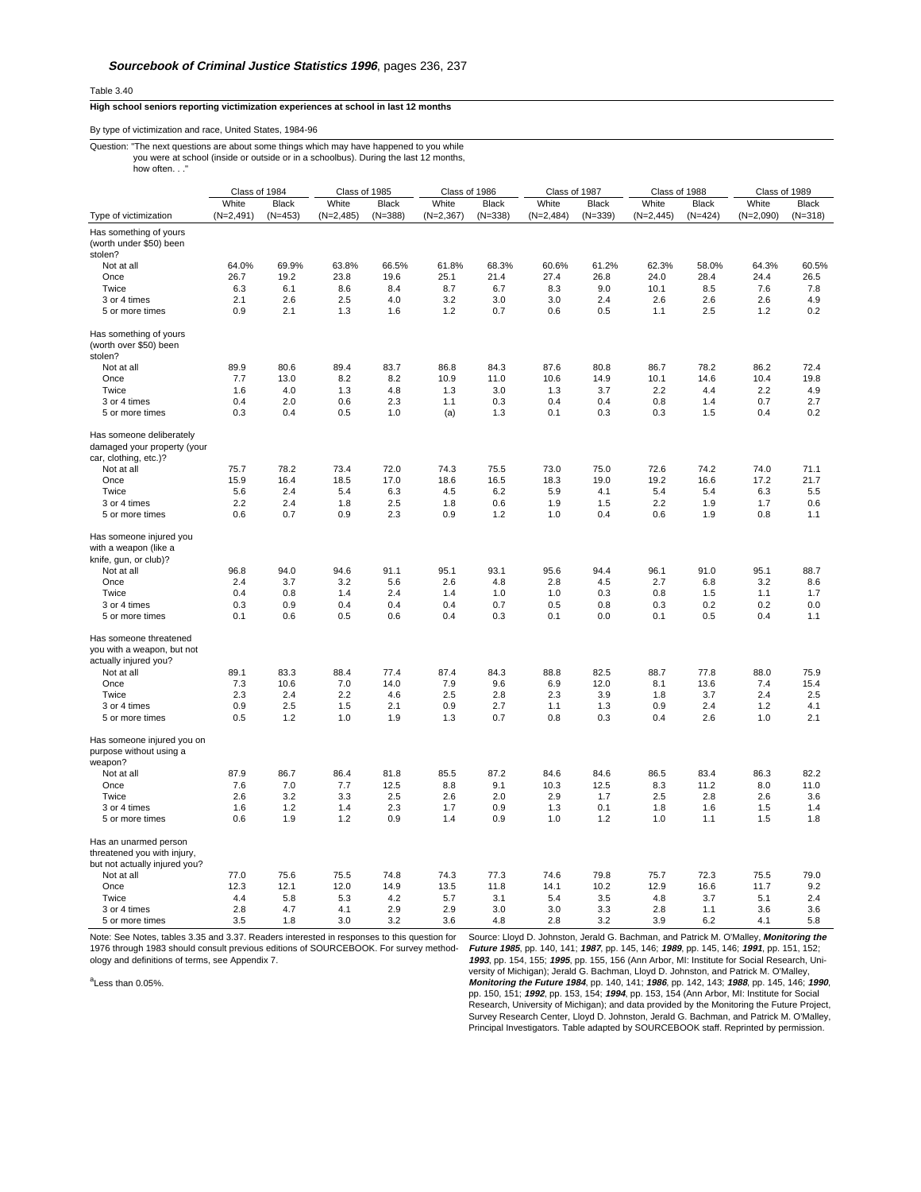**_Sourcebook of Criminal Justice Statistics 1996_**, pages 236, 237

Table 3.40

**High school seniors reporting victimization experiences at school in last 12 months**

By type of victimization and race, United States, 1984-96

Question: "The next questions are about some things which may have happened to you while you were at school (inside or outside or in a schoolbus). During the last 12 months, how often. . ."

| | Class of 1984 | | Class of 1985 | | Class of 1986 | | Class of 1987 | | Class of 1988 | | Class of 1989 | |
|---|---|---|---|---|---|---|---|---|---|---|---|---|
| Type of victimization | White (N=2,491) | Black (N=453) | White (N=2,485) | Black (N=388) | White (N=2,367) | Black (N=338) | White (N=2,484) | Black (N=339) | White (N=2,445) | Black (N=424) | White (N=2,090) | Black (N=318) |
| Has something of yours (worth under $50) been stolen? | | | | | | | | | | | | |
| Not at all | 64.0% | 69.9% | 63.8% | 66.5% | 61.8% | 68.3% | 60.6% | 61.2% | 62.3% | 58.0% | 64.3% | 60.5% |
| Once | 26.7 | 19.2 | 23.8 | 19.6 | 25.1 | 21.4 | 27.4 | 26.8 | 24.0 | 28.4 | 24.4 | 26.5 |
| Twice | 6.3 | 6.1 | 8.6 | 8.4 | 8.7 | 6.7 | 8.3 | 9.0 | 10.1 | 8.5 | 7.6 | 7.8 |
| 3 or 4 times | 2.1 | 2.6 | 2.5 | 4.0 | 3.2 | 3.0 | 3.0 | 2.4 | 2.6 | 2.6 | 2.6 | 4.9 |
| 5 or more times | 0.9 | 2.1 | 1.3 | 1.6 | 1.2 | 0.7 | 0.6 | 0.5 | 1.1 | 2.5 | 1.2 | 0.2 |
| Has something of yours (worth over $50) been stolen? | | | | | | | | | | | | |
| Not at all | 89.9 | 80.6 | 89.4 | 83.7 | 86.8 | 84.3 | 87.6 | 80.8 | 86.7 | 78.2 | 86.2 | 72.4 |
| Once | 7.7 | 13.0 | 8.2 | 8.2 | 10.9 | 11.0 | 10.6 | 14.9 | 10.1 | 14.6 | 10.4 | 19.8 |
| Twice | 1.6 | 4.0 | 1.3 | 4.8 | 1.3 | 3.0 | 1.3 | 3.7 | 2.2 | 4.4 | 2.2 | 4.9 |
| 3 or 4 times | 0.4 | 2.0 | 0.6 | 2.3 | 1.1 | 0.3 | 0.4 | 0.4 | 0.8 | 1.4 | 0.7 | 2.7 |
| 5 or more times | 0.3 | 0.4 | 0.5 | 1.0 | (a) | 1.3 | 0.1 | 0.3 | 0.3 | 1.5 | 0.4 | 0.2 |
| Has someone deliberately damaged your property (your car, clothing, etc.)? | | | | | | | | | | | | |
| Not at all | 75.7 | 78.2 | 73.4 | 72.0 | 74.3 | 75.5 | 73.0 | 75.0 | 72.6 | 74.2 | 74.0 | 71.1 |
| Once | 15.9 | 16.4 | 18.5 | 17.0 | 18.6 | 16.5 | 18.3 | 19.0 | 19.2 | 16.6 | 17.2 | 21.7 |
| Twice | 5.6 | 2.4 | 5.4 | 6.3 | 4.5 | 6.2 | 5.9 | 4.1 | 5.4 | 5.4 | 6.3 | 5.5 |
| 3 or 4 times | 2.2 | 2.4 | 1.8 | 2.5 | 1.8 | 0.6 | 1.9 | 1.5 | 2.2 | 1.9 | 1.7 | 0.6 |
| 5 or more times | 0.6 | 0.7 | 0.9 | 2.3 | 0.9 | 1.2 | 1.0 | 0.4 | 0.6 | 1.9 | 0.8 | 1.1 |
| Has someone injured you with a weapon (like a knife, gun, or club)? | | | | | | | | | | | | |
| Not at all | 96.8 | 94.0 | 94.6 | 91.1 | 95.1 | 93.1 | 95.6 | 94.4 | 96.1 | 91.0 | 95.1 | 88.7 |
| Once | 2.4 | 3.7 | 3.2 | 5.6 | 2.6 | 4.8 | 2.8 | 4.5 | 2.7 | 6.8 | 3.2 | 8.6 |
| Twice | 0.4 | 0.8 | 1.4 | 2.4 | 1.4 | 1.0 | 1.0 | 0.3 | 0.8 | 1.5 | 1.1 | 1.7 |
| 3 or 4 times | 0.3 | 0.9 | 0.4 | 0.4 | 0.4 | 0.7 | 0.5 | 0.8 | 0.3 | 0.2 | 0.2 | 0.0 |
| 5 or more times | 0.1 | 0.6 | 0.5 | 0.6 | 0.4 | 0.3 | 0.1 | 0.0 | 0.1 | 0.5 | 0.4 | 1.1 |
| Has someone threatened you with a weapon, but not actually injured you? | | | | | | | | | | | | |
| Not at all | 89.1 | 83.3 | 88.4 | 77.4 | 87.4 | 84.3 | 88.8 | 82.5 | 88.7 | 77.8 | 88.0 | 75.9 |
| Once | 7.3 | 10.6 | 7.0 | 14.0 | 7.9 | 9.6 | 6.9 | 12.0 | 8.1 | 13.6 | 7.4 | 15.4 |
| Twice | 2.3 | 2.4 | 2.2 | 4.6 | 2.5 | 2.8 | 2.3 | 3.9 | 1.8 | 3.7 | 2.4 | 2.5 |
| 3 or 4 times | 0.9 | 2.5 | 1.5 | 2.1 | 0.9 | 2.7 | 1.1 | 1.3 | 0.9 | 2.4 | 1.2 | 4.1 |
| 5 or more times | 0.5 | 1.2 | 1.0 | 1.9 | 1.3 | 0.7 | 0.8 | 0.3 | 0.4 | 2.6 | 1.0 | 2.1 |
| Has someone injured you on purpose without using a weapon? | | | | | | | | | | | | |
| Not at all | 87.9 | 86.7 | 86.4 | 81.8 | 85.5 | 87.2 | 84.6 | 84.6 | 86.5 | 83.4 | 86.3 | 82.2 |
| Once | 7.6 | 7.0 | 7.7 | 12.5 | 8.8 | 9.1 | 10.3 | 12.5 | 8.3 | 11.2 | 8.0 | 11.0 |
| Twice | 2.6 | 3.2 | 3.3 | 2.5 | 2.6 | 2.0 | 2.9 | 1.7 | 2.5 | 2.8 | 2.6 | 3.6 |
| 3 or 4 times | 1.6 | 1.2 | 1.4 | 2.3 | 1.7 | 0.9 | 1.3 | 0.1 | 1.8 | 1.6 | 1.5 | 1.4 |
| 5 or more times | 0.6 | 1.9 | 1.2 | 0.9 | 1.4 | 0.9 | 1.0 | 1.2 | 1.0 | 1.1 | 1.5 | 1.8 |
| Has an unarmed person threatened you with injury, but not actually injured you? | | | | | | | | | | | | |
| Not at all | 77.0 | 75.6 | 75.5 | 74.8 | 74.3 | 77.3 | 74.6 | 79.8 | 75.7 | 72.3 | 75.5 | 79.0 |
| Once | 12.3 | 12.1 | 12.0 | 14.9 | 13.5 | 11.8 | 14.1 | 10.2 | 12.9 | 16.6 | 11.7 | 9.2 |
| Twice | 4.4 | 5.8 | 5.3 | 4.2 | 5.7 | 3.1 | 5.4 | 3.5 | 4.8 | 3.7 | 5.1 | 2.4 |
| 3 or 4 times | 2.8 | 4.7 | 4.1 | 2.9 | 2.9 | 3.0 | 3.0 | 3.3 | 2.8 | 1.1 | 3.6 | 3.6 |
| 5 or more times | 3.5 | 1.8 | 3.0 | 3.2 | 3.6 | 4.8 | 2.8 | 3.2 | 3.9 | 6.2 | 4.1 | 5.8 |

Note: See Notes, tables 3.35 and 3.37. Readers interested in responses to this question for 1976 through 1983 should consult previous editions of SOURCEBOOK. For survey methodology and definitions of terms, see Appendix 7.

[a]Less than 0.05%.

Source: Lloyd D. Johnston, Jerald G. Bachman, and Patrick M. O'Malley, ***Monitoring the Future 1985***, pp. 140, 141; ***1987***, pp. 145, 146; ***1989***, pp. 145, 146; ***1991***, pp. 151, 152; ***1993***, pp. 154, 155; ***1995***, pp. 155, 156 (Ann Arbor, MI: Institute for Social Research, University of Michigan); Jerald G. Bachman, Lloyd D. Johnston, and Patrick M. O'Malley, ***Monitoring the Future 1984***, pp. 140, 141; ***1986***, pp. 142, 143; ***1988***, pp. 145, 146; ***1990***, pp. 150, 151; ***1992***, pp. 153, 154; ***1994***, pp. 153, 154 (Ann Arbor, MI: Institute for Social Research, University of Michigan); and data provided by the Monitoring the Future Project, Survey Research Center, Lloyd D. Johnston, Jerald G. Bachman, and Patrick M. O'Malley, Principal Investigators. Table adapted by SOURCEBOOK staff. Reprinted by permission.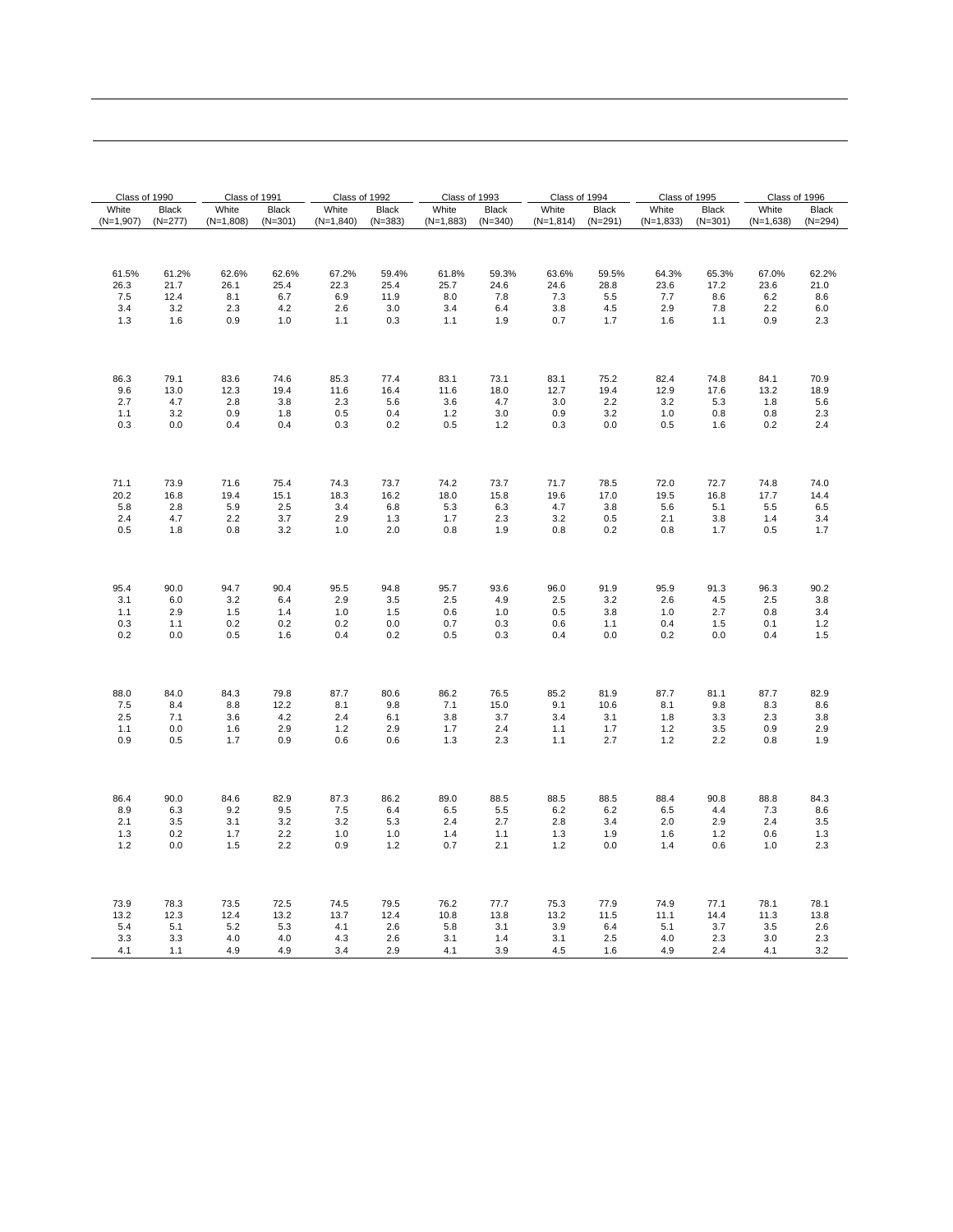| Class of 1990 | | Class of 1991 | | Class of 1992 | | Class of 1993 | | Class of 1994 | | Class of 1995 | | Class of 1996 | |
|---|---|---|---|---|---|---|---|---|---|---|---|---|---|
| White (N=1,907) | Black (N=277) | White (N=1,808) | Black (N=301) | White (N=1,840) | Black (N=383) | White (N=1,883) | Black (N=340) | White (N=1,814) | Black (N=291) | White (N=1,833) | Black (N=301) | White (N=1,638) | Black (N=294) |
| | | | | | | | | | | | | | |
| 61.5% | 61.2% | 62.6% | 62.6% | 67.2% | 59.4% | 61.8% | 59.3% | 63.6% | 59.5% | 64.3% | 65.3% | 67.0% | 62.2% |
| 26.3 | 21.7 | 26.1 | 25.4 | 22.3 | 25.4 | 25.7 | 24.6 | 24.6 | 28.8 | 23.6 | 17.2 | 23.6 | 21.0 |
| 7.5 | 12.4 | 8.1 | 6.7 | 6.9 | 11.9 | 8.0 | 7.8 | 7.3 | 5.5 | 7.7 | 8.6 | 6.2 | 8.6 |
| 3.4 | 3.2 | 2.3 | 4.2 | 2.6 | 3.0 | 3.4 | 6.4 | 3.8 | 4.5 | 2.9 | 7.8 | 2.2 | 6.0 |
| 1.3 | 1.6 | 0.9 | 1.0 | 1.1 | 0.3 | 1.1 | 1.9 | 0.7 | 1.7 | 1.6 | 1.1 | 0.9 | 2.3 |
| | | | | | | | | | | | | | |
| 86.3 | 79.1 | 83.6 | 74.6 | 85.3 | 77.4 | 83.1 | 73.1 | 83.1 | 75.2 | 82.4 | 74.8 | 84.1 | 70.9 |
| 9.6 | 13.0 | 12.3 | 19.4 | 11.6 | 16.4 | 11.6 | 18.0 | 12.7 | 19.4 | 12.9 | 17.6 | 13.2 | 18.9 |
| 2.7 | 4.7 | 2.8 | 3.8 | 2.3 | 5.6 | 3.6 | 4.7 | 3.0 | 2.2 | 3.2 | 5.3 | 1.8 | 5.6 |
| 1.1 | 3.2 | 0.9 | 1.8 | 0.5 | 0.4 | 1.2 | 3.0 | 0.9 | 3.2 | 1.0 | 0.8 | 0.8 | 2.3 |
| 0.3 | 0.0 | 0.4 | 0.4 | 0.3 | 0.2 | 0.5 | 1.2 | 0.3 | 0.0 | 0.5 | 1.6 | 0.2 | 2.4 |
| | | | | | | | | | | | | | |
| 71.1 | 73.9 | 71.6 | 75.4 | 74.3 | 73.7 | 74.2 | 73.7 | 71.7 | 78.5 | 72.0 | 72.7 | 74.8 | 74.0 |
| 20.2 | 16.8 | 19.4 | 15.1 | 18.3 | 16.2 | 18.0 | 15.8 | 19.6 | 17.0 | 19.5 | 16.8 | 17.7 | 14.4 |
| 5.8 | 2.8 | 5.9 | 2.5 | 3.4 | 6.8 | 5.3 | 6.3 | 4.7 | 3.8 | 5.6 | 5.1 | 5.5 | 6.5 |
| 2.4 | 4.7 | 2.2 | 3.7 | 2.9 | 1.3 | 1.7 | 2.3 | 3.2 | 0.5 | 2.1 | 3.8 | 1.4 | 3.4 |
| 0.5 | 1.8 | 0.8 | 3.2 | 1.0 | 2.0 | 0.8 | 1.9 | 0.8 | 0.2 | 0.8 | 1.7 | 0.5 | 1.7 |
| | | | | | | | | | | | | | |
| 95.4 | 90.0 | 94.7 | 90.4 | 95.5 | 94.8 | 95.7 | 93.6 | 96.0 | 91.9 | 95.9 | 91.3 | 96.3 | 90.2 |
| 3.1 | 6.0 | 3.2 | 6.4 | 2.9 | 3.5 | 2.5 | 4.9 | 2.5 | 3.2 | 2.6 | 4.5 | 2.5 | 3.8 |
| 1.1 | 2.9 | 1.5 | 1.4 | 1.0 | 1.5 | 0.6 | 1.0 | 0.5 | 3.8 | 1.0 | 2.7 | 0.8 | 3.4 |
| 0.3 | 1.1 | 0.2 | 0.2 | 0.2 | 0.0 | 0.7 | 0.3 | 0.6 | 1.1 | 0.4 | 1.5 | 0.1 | 1.2 |
| 0.2 | 0.0 | 0.5 | 1.6 | 0.4 | 0.2 | 0.5 | 0.3 | 0.4 | 0.0 | 0.2 | 0.0 | 0.4 | 1.5 |
| | | | | | | | | | | | | | |
| 88.0 | 84.0 | 84.3 | 79.8 | 87.7 | 80.6 | 86.2 | 76.5 | 85.2 | 81.9 | 87.7 | 81.1 | 87.7 | 82.9 |
| 7.5 | 8.4 | 8.8 | 12.2 | 8.1 | 9.8 | 7.1 | 15.0 | 9.1 | 10.6 | 8.1 | 9.8 | 8.3 | 8.6 |
| 2.5 | 7.1 | 3.6 | 4.2 | 2.4 | 6.1 | 3.8 | 3.7 | 3.4 | 3.1 | 1.8 | 3.3 | 2.3 | 3.8 |
| 1.1 | 0.0 | 1.6 | 2.9 | 1.2 | 2.9 | 1.7 | 2.4 | 1.1 | 1.7 | 1.2 | 3.5 | 0.9 | 2.9 |
| 0.9 | 0.5 | 1.7 | 0.9 | 0.6 | 0.6 | 1.3 | 2.3 | 1.1 | 2.7 | 1.2 | 2.2 | 0.8 | 1.9 |
| | | | | | | | | | | | | | |
| 86.4 | 90.0 | 84.6 | 82.9 | 87.3 | 86.2 | 89.0 | 88.5 | 88.5 | 88.5 | 88.4 | 90.8 | 88.8 | 84.3 |
| 8.9 | 6.3 | 9.2 | 9.5 | 7.5 | 6.4 | 6.5 | 5.5 | 6.2 | 6.2 | 6.5 | 4.4 | 7.3 | 8.6 |
| 2.1 | 3.5 | 3.1 | 3.2 | 3.2 | 5.3 | 2.4 | 2.7 | 2.8 | 3.4 | 2.0 | 2.9 | 2.4 | 3.5 |
| 1.3 | 0.2 | 1.7 | 2.2 | 1.0 | 1.0 | 1.4 | 1.1 | 1.3 | 1.9 | 1.6 | 1.2 | 0.6 | 1.3 |
| 1.2 | 0.0 | 1.5 | 2.2 | 0.9 | 1.2 | 0.7 | 2.1 | 1.2 | 0.0 | 1.4 | 0.6 | 1.0 | 2.3 |
| | | | | | | | | | | | | | |
| 73.9 | 78.3 | 73.5 | 72.5 | 74.5 | 79.5 | 76.2 | 77.7 | 75.3 | 77.9 | 74.9 | 77.1 | 78.1 | 78.1 |
| 13.2 | 12.3 | 12.4 | 13.2 | 13.7 | 12.4 | 10.8 | 13.8 | 13.2 | 11.5 | 11.1 | 14.4 | 11.3 | 13.8 |
| 5.4 | 5.1 | 5.2 | 5.3 | 4.1 | 2.6 | 5.8 | 3.1 | 3.9 | 6.4 | 5.1 | 3.7 | 3.5 | 2.6 |
| 3.3 | 3.3 | 4.0 | 4.0 | 4.3 | 2.6 | 3.1 | 1.4 | 3.1 | 2.5 | 4.0 | 2.3 | 3.0 | 2.3 |
| 4.1 | 1.1 | 4.9 | 4.9 | 3.4 | 2.9 | 4.1 | 3.9 | 4.5 | 1.6 | 4.9 | 2.4 | 4.1 | 3.2 |